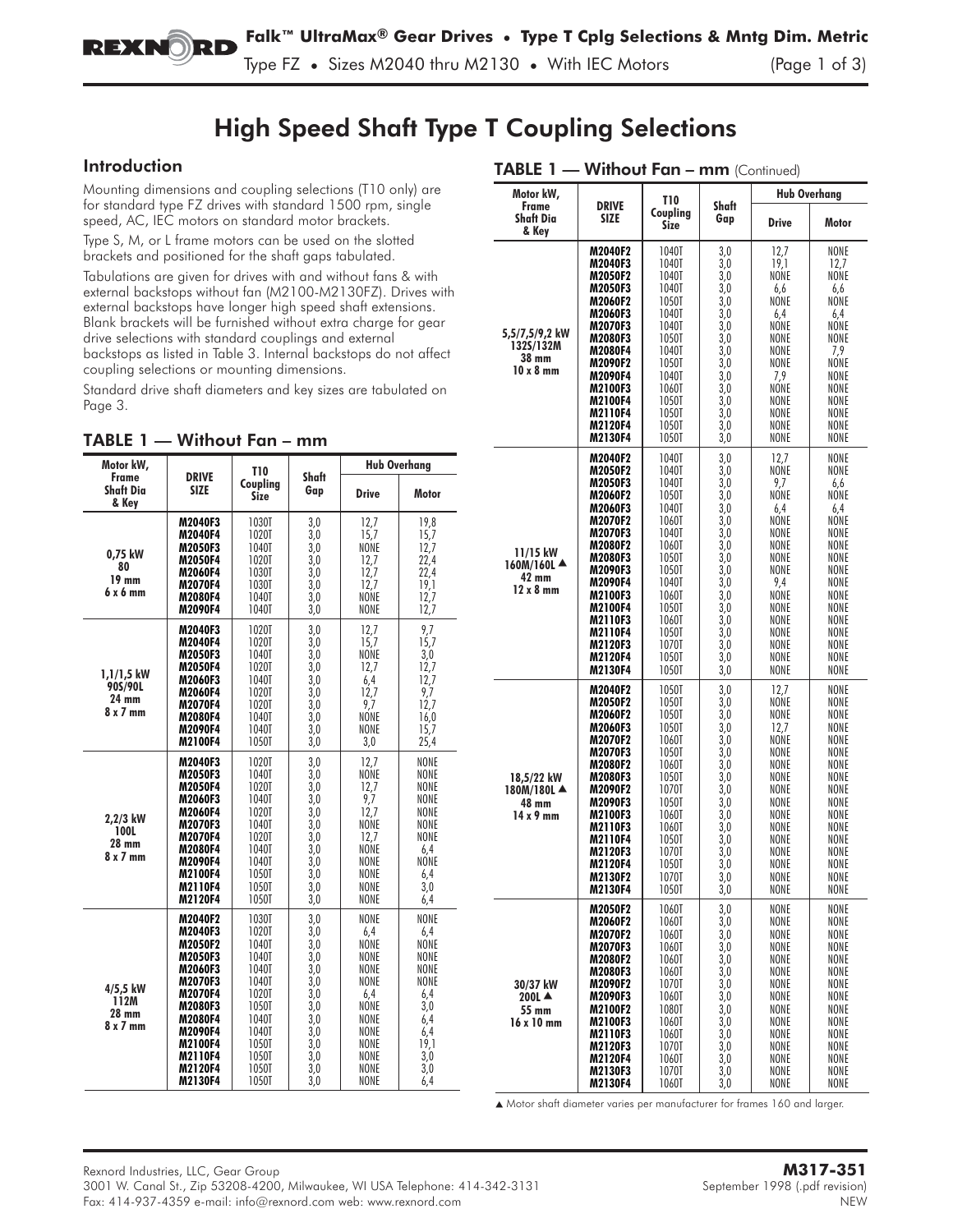# High Speed Shaft Type T Coupling Selections

## Introduction

Mounting dimensions and coupling selections (T10 only) are for standard type FZ drives with standard 1500 rpm, single speed, AC, IEC motors on standard motor brackets.

Type S, M, or L frame motors can be used on the slotted brackets and positioned for the shaft gaps tabulated.

Tabulations are given for drives with and without fans & with external backstops without fan (M2100-M2130FZ). Drives with external backstops have longer high speed shaft extensions. Blank brackets will be furnished without extra charge for gear drive selections with standard couplings and external backstops as listed in Table 3. Internal backstops do not affect coupling selections or mounting dimensions.

Standard drive shaft diameters and key sizes are tabulated on Page 3.

## TABLE 1 — Without Fan – mm

| Motor kW, Frame Shaft Dia & Key | DRIVE SIZE | T10 Coupling Size | Shaft Gap | Hub Overhang | |
|---|---|---|---|---|---|
| | | | | Drive | Motor |
| 0,75 kW 80 19 mm 6 x 6 mm | M2040F3 | 1030T | 3,0 | 12,7 | 19,8 |
| | M2040F4 | 1020T | 3,0 | 15,7 | 15,7 |
| | M2050F3 | 1040T | 3,0 | NONE | 12,7 |
| | M2050F4 | 1020T | 3,0 | 12,7 | 22,4 |
| | M2060F4 | 1030T | 3,0 | 12,7 | 22,4 |
| | M2070F4 | 1030T | 3,0 | 12,7 | 19,1 |
| | M2080F4 | 1040T | 3,0 | NONE | 12,7 |
| | M2090F4 | 1040T | 3,0 | NONE | 12,7 |
| 1,1/1,5 kW 90S/90L 24 mm 8 x 7 mm | M2040F3 | 1020T | 3,0 | 12,7 | 9,7 |
| | M2040F4 | 1020T | 3,0 | 15,7 | 15,7 |
| | M2050F3 | 1040T | 3,0 | NONE | 3,0 |
| | M2050F4 | 1020T | 3,0 | 12,7 | 12,7 |
| | M2060F3 | 1040T | 3,0 | 6,4 | 12,7 |
| | M2060F4 | 1020T | 3,0 | 12,7 | 9,7 |
| | M2070F4 | 1020T | 3,0 | 9,7 | 12,7 |
| | M2080F4 | 1040T | 3,0 | NONE | 16,0 |
| | M2090F4 | 1040T | 3,0 | NONE | 15,7 |
| | M2100F4 | 1050T | 3,0 | 3,0 | 25,4 |
| 2,2/3 kW 100L 28 mm 8 x 7 mm | M2040F3 | 1020T | 3,0 | 12,7 | NONE |
| | M2050F3 | 1040T | 3,0 | NONE | NONE |
| | M2050F4 | 1020T | 3,0 | 12,7 | NONE |
| | M2060F3 | 1040T | 3,0 | 9,7 | NONE |
| | M2060F4 | 1020T | 3,0 | 12,7 | NONE |
| | M2070F3 | 1040T | 3,0 | NONE | NONE |
| | M2070F4 | 1020T | 3,0 | 12,7 | NONE |
| | M2080F4 | 1040T | 3,0 | NONE | 6,4 |
| | M2090F4 | 1040T | 3,0 | NONE | NONE |
| | M2100F4 | 1050T | 3,0 | NONE | 6,4 |
| | M2110F4 | 1050T | 3,0 | NONE | 3,0 |
| | M2120F4 | 1050T | 3,0 | NONE | 6,4 |
| 4/5,5 kW 112M 28 mm 8 x 7 mm | M2040F2 | 1030T | 3,0 | NONE | NONE |
| | M2040F3 | 1020T | 3,0 | 6,4 | 6,4 |
| | M2050F2 | 1040T | 3,0 | NONE | NONE |
| | M2050F3 | 1040T | 3,0 | NONE | NONE |
| | M2060F3 | 1040T | 3,0 | NONE | NONE |
| | M2070F3 | 1040T | 3,0 | NONE | NONE |
| | M2070F4 | 1020T | 3,0 | 6,4 | 6,4 |
| | M2080F3 | 1050T | 3,0 | NONE | 3,0 |
| | M2080F4 | 1040T | 3,0 | NONE | 6,4 |
| | M2090F4 | 1040T | 3,0 | NONE | 6,4 |
| | M2100F4 | 1050T | 3,0 | NONE | 19,1 |
| | M2110F4 | 1050T | 3,0 | NONE | 3,0 |
| | M2120F4 | 1050T | 3,0 | NONE | 3,0 |
| | M2130F4 | 1050T | 3,0 | NONE | 6,4 |
| 5,5/7,5/9,2 kW 132S/132M 38 mm 10 x 8 mm | M2040F2 | 1040T | 3,0 | 12,7 | NONE |
| | M2040F3 | 1040T | 3,0 | 19,1 | 12,7 |
| | M2050F2 | 1040T | 3,0 | NONE | NONE |
| | M2050F3 | 1040T | 3,0 | 6,6 | 6,6 |
| | M2060F2 | 1050T | 3,0 | NONE | NONE |
| | M2060F3 | 1040T | 3,0 | 6,4 | 6,4 |
| | M2070F3 | 1040T | 3,0 | NONE | NONE |
| | M2080F3 | 1050T | 3,0 | NONE | NONE |
| | M2080F4 | 1040T | 3,0 | NONE | 7,9 |
| | M2090F2 | 1050T | 3,0 | NONE | NONE |
| | M2090F4 | 1040T | 3,0 | 7,9 | NONE |
| | M2100F3 | 1060T | 3,0 | NONE | NONE |
| | M2100F4 | 1050T | 3,0 | NONE | NONE |
| | M2110F4 | 1050T | 3,0 | NONE | NONE |
| | M2120F4 | 1050T | 3,0 | NONE | NONE |
| | M2130F4 | 1050T | 3,0 | NONE | NONE |
| 11/15 kW 160M/160L ▲ 42 mm 12 x 8 mm | M2040F2 | 1040T | 3,0 | 12,7 | NONE |
| | M2050F2 | 1040T | 3,0 | NONE | NONE |
| | M2050F3 | 1040T | 3,0 | 9,7 | 6,6 |
| | M2060F2 | 1050T | 3,0 | NONE | NONE |
| | M2060F3 | 1040T | 3,0 | 6,4 | 6,4 |
| | M2070F2 | 1060T | 3,0 | NONE | NONE |
| | M2070F3 | 1040T | 3,0 | NONE | NONE |
| | M2080F2 | 1060T | 3,0 | NONE | NONE |
| | M2080F3 | 1050T | 3,0 | NONE | NONE |
| | M2090F3 | 1050T | 3,0 | NONE | NONE |
| | M2090F4 | 1040T | 3,0 | 9,4 | NONE |
| | M2100F3 | 1060T | 3,0 | NONE | NONE |
| | M2100F4 | 1050T | 3,0 | NONE | NONE |
| | M2110F3 | 1060T | 3,0 | NONE | NONE |
| | M2110F4 | 1050T | 3,0 | NONE | NONE |
| | M2120F3 | 1070T | 3,0 | NONE | NONE |
| | M2120F4 | 1050T | 3,0 | NONE | NONE |
| | M2130F4 | 1050T | 3,0 | NONE | NONE |
| 18,5/22 kW 180M/180L ▲ 48 mm 14 x 9 mm | M2040F2 | 1050T | 3,0 | 12,7 | NONE |
| | M2050F2 | 1050T | 3,0 | NONE | NONE |
| | M2060F2 | 1050T | 3,0 | NONE | NONE |
| | M2060F3 | 1050T | 3,0 | 12,7 | NONE |
| | M2070F2 | 1060T | 3,0 | NONE | NONE |
| | M2070F3 | 1050T | 3,0 | NONE | NONE |
| | M2080F2 | 1060T | 3,0 | NONE | NONE |
| | M2080F3 | 1050T | 3,0 | NONE | NONE |
| | M2090F2 | 1070T | 3,0 | NONE | NONE |
| | M2090F3 | 1050T | 3,0 | NONE | NONE |
| | M2100F3 | 1060T | 3,0 | NONE | NONE |
| | M2110F3 | 1060T | 3,0 | NONE | NONE |
| | M2110F4 | 1050T | 3,0 | NONE | NONE |
| | M2120F3 | 1070T | 3,0 | NONE | NONE |
| | M2120F4 | 1050T | 3,0 | NONE | NONE |
| | M2130F2 | 1070T | 3,0 | NONE | NONE |
| | M2130F4 | 1050T | 3,0 | NONE | NONE |
| 30/37 kW 200L ▲ 55 mm 16 x 10 mm | M2050F2 | 1060T | 3,0 | NONE | NONE |
| | M2060F2 | 1060T | 3,0 | NONE | NONE |
| | M2070F2 | 1060T | 3,0 | NONE | NONE |
| | M2070F3 | 1060T | 3,0 | NONE | NONE |
| | M2080F2 | 1060T | 3,0 | NONE | NONE |
| | M2080F3 | 1060T | 3,0 | NONE | NONE |
| | M2090F2 | 1070T | 3,0 | NONE | NONE |
| | M2090F3 | 1060T | 3,0 | NONE | NONE |
| | M2100F2 | 1080T | 3,0 | NONE | NONE |
| | M2100F3 | 1060T | 3,0 | NONE | NONE |
| | M2110F3 | 1060T | 3,0 | NONE | NONE |
| | M2120F3 | 1070T | 3,0 | NONE | NONE |
| | M2120F4 | 1060T | 3,0 | NONE | NONE |
| | M2130F3 | 1070T | 3,0 | NONE | NONE |
| | M2130F4 | 1060T | 3,0 | NONE | NONE |

▲ Motor shaft diameter varies per manufacturer for frames 160 and larger.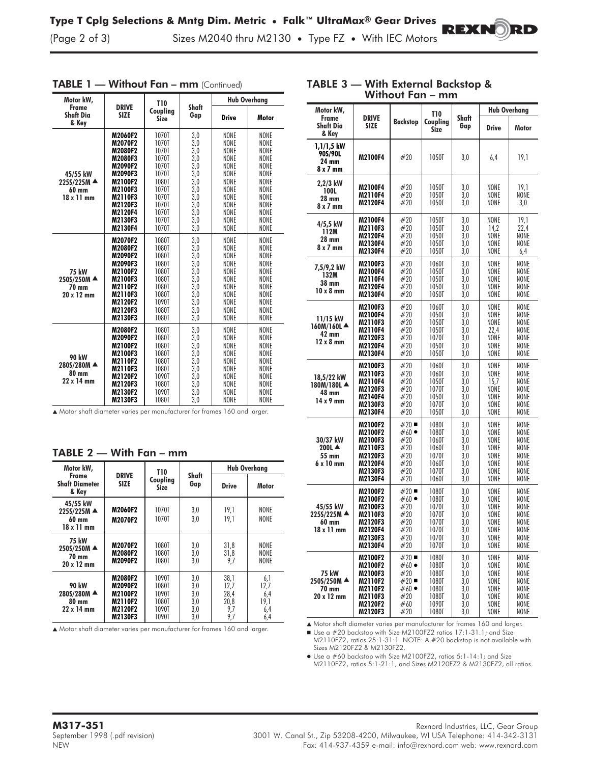## TABLE 1 — Without Fan – mm (Continued)

| Motor kW, Frame Shaft Dia & Key | DRIVE SIZE | T10 Coupling Size | Shaft Gap | Hub Overhang | |
|---|---|---|---|---|---|
| | | | | Drive | Motor |
| 45/55 kW 225S/225M ▲ 60 mm 18 x 11 mm | M2060F2 | 1070T | 3,0 | NONE | NONE |
| | M2070F2 | 1070T | 3,0 | NONE | NONE |
| | M2080F2 | 1070T | 3,0 | NONE | NONE |
| | M2080F3 | 1070T | 3,0 | NONE | NONE |
| | M2090F2 | 1070T | 3,0 | NONE | NONE |
| | M2090F3 | 1070T | 3,0 | NONE | NONE |
| | M2100F2 | 1080T | 3,0 | NONE | NONE |
| | M2100F3 | 1070T | 3,0 | NONE | NONE |
| | M2110F3 | 1070T | 3,0 | NONE | NONE |
| | M2120F3 | 1070T | 3,0 | NONE | NONE |
| | M2120F4 | 1070T | 3,0 | NONE | NONE |
| | M2130F3 | 1070T | 3,0 | NONE | NONE |
| | M2130F4 | 1070T | 3,0 | NONE | NONE |
| 75 kW 250S/250M ▲ 70 mm 20 x 12 mm | M2070F2 | 1080T | 3,0 | NONE | NONE |
| | M2080F2 | 1080T | 3,0 | NONE | NONE |
| | M2090F2 | 1080T | 3,0 | NONE | NONE |
| | M2090F3 | 1080T | 3,0 | NONE | NONE |
| | M2100F2 | 1080T | 3,0 | NONE | NONE |
| | M2100F3 | 1080T | 3,0 | NONE | NONE |
| | M2110F2 | 1080T | 3,0 | NONE | NONE |
| | M2110F3 | 1080T | 3,0 | NONE | NONE |
| | M2120F2 | 1090T | 3,0 | NONE | NONE |
| | M2120F3 | 1080T | 3,0 | NONE | NONE |
| | M2130F3 | 1080T | 3,0 | NONE | NONE |
| 90 kW 280S/280M ▲ 80 mm 22 x 14 mm | M2080F2 | 1080T | 3,0 | NONE | NONE |
| | M2090F2 | 1080T | 3,0 | NONE | NONE |
| | M2100F2 | 1080T | 3,0 | NONE | NONE |
| | M2100F3 | 1080T | 3,0 | NONE | NONE |
| | M2110F2 | 1080T | 3,0 | NONE | NONE |
| | M2110F3 | 1080T | 3,0 | NONE | NONE |
| | M2120F2 | 1090T | 3,0 | NONE | NONE |
| | M2120F3 | 1080T | 3,0 | NONE | NONE |
| | M2130F2 | 1090T | 3,0 | NONE | NONE |
| | M2130F3 | 1080T | 3,0 | NONE | NONE |

▲ Motor shaft diameter varies per manufacturer for frames 160 and larger.

## TABLE 2 — With Fan – mm

| Motor kW, Frame Shaft Diameter & Key | DRIVE SIZE | T10 Coupling Size | Shaft Gap | Hub Overhang | |
|---|---|---|---|---|---|
| | | | | Drive | Motor |
| 45/55 kW 225S/225M ▲ 60 mm 18 x 11 mm | M2060F2 | 1070T | 3,0 | 19,1 | NONE |
| | M2070F2 | 1070T | 3,0 | 19,1 | NONE |
| 75 kW 250S/250M ▲ 70 mm 20 x 12 mm | M2070F2 | 1080T | 3,0 | 31,8 | NONE |
| | M2080F2 | 1080T | 3,0 | 31,8 | NONE |
| | M2090F2 | 1080T | 3,0 | 9,7 | NONE |
| 90 kW 280S/280M ▲ 80 mm 22 x 14 mm | M2080F2 | 1090T | 3,0 | 38,1 | 6,1 |
| | M2090F2 | 1080T | 3,0 | 12,7 | 12,7 |
| | M2100F2 | 1090T | 3,0 | 28,4 | 6,4 |
| | M2110F2 | 1080T | 3,0 | 20,8 | 19,1 |
| | M2120F2 | 1090T | 3,0 | 9,7 | 6,4 |
| | M2130F3 | 1090T | 3,0 | 9,7 | 6,4 |

▲ Motor shaft diameter varies per manufacturer for frames 160 and larger.

## TABLE 3 — With External Backstop & Without Fan – mm

| Motor kW, Frame Shaft Dia & Key | DRIVE SIZE | Backstop | T10 Coupling Size | Shaft Gap | Hub Overhang | |
|---|---|---|---|---|---|---|
| | | | | | Drive | Motor |
| 1,1/1,5 kW 90S/90L 24 mm 8 x 7 mm | M2100F4 | #20 | 1050T | 3,0 | 6,4 | 19,1 |
| 2,2/3 kW 100L 28 mm 8 x 7 mm | M2100F4 | #20 | 1050T | 3,0 | NONE | 19,1 |
| | M2110F4 | #20 | 1050T | 3,0 | NONE | NONE |
| | M2120F4 | #20 | 1050T | 3,0 | NONE | 3,0 |
| 4/5,5 kW 112M 28 mm 8 x 7 mm | M2100F4 | #20 | 1050T | 3,0 | NONE | 19,1 |
| | M2110F3 | #20 | 1050T | 3,0 | 14,2 | 22,4 |
| | M2120F4 | #20 | 1050T | 3,0 | NONE | NONE |
| | M2130F4 | #20 | 1050T | 3,0 | NONE | NONE |
| | M2130F4 | #20 | 1050T | 3,0 | NONE | 6,4 |
| 7,5/9,2 kW 132M 38 mm 10 x 8 mm | M2100F3 | #20 | 1060T | 3,0 | NONE | NONE |
| | M2100F4 | #20 | 1050T | 3,0 | NONE | NONE |
| | M2110F4 | #20 | 1050T | 3,0 | NONE | NONE |
| | M2120F4 | #20 | 1050T | 3,0 | NONE | NONE |
| | M2130F4 | #20 | 1050T | 3,0 | NONE | NONE |
| 11/15 kW 160M/160L ▲ 42 mm 12 x 8 mm | M2100F3 | #20 | 1060T | 3,0 | NONE | NONE |
| | M2100F4 | #20 | 1050T | 3,0 | NONE | NONE |
| | M2110F3 | #20 | 1050T | 3,0 | NONE | NONE |
| | M2110F4 | #20 | 1050T | 3,0 | 22,4 | NONE |
| | M2120F3 | #20 | 1070T | 3,0 | NONE | NONE |
| | M2120F4 | #20 | 1050T | 3,0 | NONE | NONE |
| | M2130F4 | #20 | 1050T | 3,0 | NONE | NONE |
| 18,5/22 kW 180M/180L ▲ 48 mm 14 x 9 mm | M2100F3 | #20 | 1060T | 3,0 | NONE | NONE |
| | M2110F3 | #20 | 1060T | 3,0 | NONE | NONE |
| | M2110F4 | #20 | 1050T | 3,0 | 15,7 | NONE |
| | M2120F3 | #20 | 1070T | 3,0 | NONE | NONE |
| | M2140F4 | #20 | 1050T | 3,0 | NONE | NONE |
| | M2130F3 | #20 | 1070T | 3,0 | NONE | NONE |
| | M2130F4 | #20 | 1050T | 3,0 | NONE | NONE |
| 30/37 kW 200L ▲ 55 mm 6 x 10 mm | M2100F2 | #20 ■ | 1080T | 3,0 | NONE | NONE |
| | M2100F2 | #60 ● | 1080T | 3,0 | NONE | NONE |
| | M2100F3 | #20 | 1060T | 3,0 | NONE | NONE |
| | M2110F3 | #20 | 1060T | 3,0 | NONE | NONE |
| | M2120F3 | #20 | 1070T | 3,0 | NONE | NONE |
| | M2120F4 | #20 | 1060T | 3,0 | NONE | NONE |
| | M2130F3 | #20 | 1070T | 3,0 | NONE | NONE |
| | M2130F4 | #20 | 1060T | 3,0 | NONE | NONE |
| 45/55 kW 225S/225M ▲ 60 mm 18 x 11 mm | M2100F2 | #20 ■ | 1080T | 3,0 | NONE | NONE |
| | M2100F2 | #60 ● | 1080T | 3,0 | NONE | NONE |
| | M2100F3 | #20 | 1070T | 3,0 | NONE | NONE |
| | M2110F3 | #20 | 1070T | 3,0 | NONE | NONE |
| | M2120F3 | #20 | 1070T | 3,0 | NONE | NONE |
| | M2120F4 | #20 | 1070T | 3,0 | NONE | NONE |
| | M2130F3 | #20 | 1070T | 3,0 | NONE | NONE |
| | M2130F4 | #20 | 1070T | 3,0 | NONE | NONE |
| 75 kW 250S/250M ▲ 70 mm 20 x 12 mm | M2100F2 | #20 ■ | 1080T | 3,0 | NONE | NONE |
| | M2100F2 | #60 ● | 1080T | 3,0 | NONE | NONE |
| | M2100F3 | #20 | 1080T | 3,0 | NONE | NONE |
| | M2110F2 | #20 ■ | 1080T | 3,0 | NONE | NONE |
| | M2110F2 | #60 ● | 1080T | 3,0 | NONE | NONE |
| | M2110F3 | #20 | 1080T | 3,0 | NONE | NONE |
| | M2120F2 | #60 | 1090T | 3,0 | NONE | NONE |
| | M2120F3 | #20 | 1080T | 3,0 | NONE | NONE |

▲ Motor shaft diameter varies per manufacturer for frames 160 and larger.

■ Use a #20 backstop with Size M2100FZ2 ratios 17:1-31:1; and Size M2110FZ2, ratios 25:1-31:1. NOTE: A #20 backstop is not available with Sizes M2120FZ2 & M2130FZ2.

● Use a #60 backstop with Size M2100FZ2, ratios 5:1-14:1; and Size M2110FZ2, ratios 5:1-21:1, and Sizes M2120FZ2 & M2130FZ2, all ratios.

**M317-351**
September 1998 (.pdf revision)
NEW

Rexnord Industries, LLC, Gear Group
3001 W. Canal St., Zip 53208-4200, Milwaukee, WI USA Telephone: 414-342-3131
Fax: 414-937-4359 e-mail: info@rexnord.com web: www.rexnord.com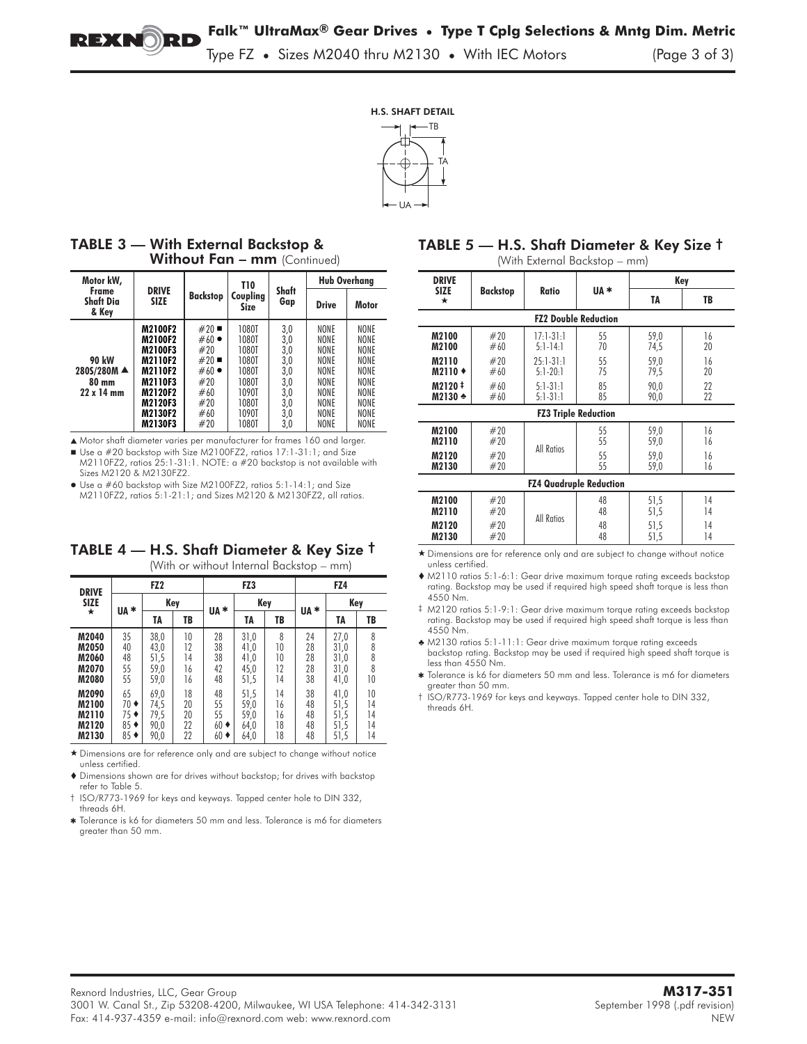## H.S. SHAFT DETAIL

TB
TA
UA

## TABLE 3 — With External Backstop & Without Fan – mm (Continued)

| Motor kW, Frame Shaft Dia & Key | DRIVE SIZE | Backstop | T10 Coupling Size | Shaft Gap | Hub Overhang | |
|---|---|---|---|---|---|---|
| | | | | | Drive | Motor |
| 90 kW 280S/280M ▲ 80 mm 22 x 14 mm | M2100F2 | #20 ■ | 1080T | 3,0 | NONE | NONE |
| | M2100F2 | #60 ● | 1080T | 3,0 | NONE | NONE |
| | M2100F3 | #20 | 1080T | 3,0 | NONE | NONE |
| | M2110F2 | #20 ■ | 1080T | 3,0 | NONE | NONE |
| | M2110F2 | #60 ● | 1080T | 3,0 | NONE | NONE |
| | M2110F3 | #20 | 1080T | 3,0 | NONE | NONE |
| | M2120F2 | #60 | 1090T | 3,0 | NONE | NONE |
| | M2120F3 | #20 | 1080T | 3,0 | NONE | NONE |
| | M2130F2 | #60 | 1090T | 3,0 | NONE | NONE |
| | M2130F3 | #20 | 1080T | 3,0 | NONE | NONE |

▲ Motor shaft diameter varies per manufacturer for frames 160 and larger.

■ Use a #20 backstop with Size M2100FZ2, ratios 17:1-31:1; and Size M2110FZ2, ratios 25:1-31:1. NOTE: a #20 backstop is not available with Sizes M2120 & M2130FZ2.

● Use a #60 backstop with Size M2100FZ2, ratios 5:1-14:1; and Size M2110FZ2, ratios 5:1-21:1; and Sizes M2120 & M2130FZ2, all ratios.

## TABLE 4 — H.S. Shaft Diameter & Key Size †

(With or without Internal Backstop – mm)

| DRIVE SIZE ★ | FZ2 | | | FZ3 | | | FZ4 | | |
|---|---|---|---|---|---|---|---|---|---|
| | UA ✱ | Key | | UA ✱ | Key | | UA ✱ | Key | |
| | | TA | TB | | TA | TB | | TA | TB |
| M2040 | 35 | 38,0 | 10 | 28 | 31,0 | 8 | 24 | 27,0 | 8 |
| M2050 | 40 | 43,0 | 12 | 38 | 41,0 | 10 | 28 | 31,0 | 8 |
| M2060 | 48 | 51,5 | 14 | 38 | 41,0 | 10 | 28 | 31,0 | 8 |
| M2070 | 55 | 59,0 | 16 | 42 | 45,0 | 12 | 28 | 31,0 | 8 |
| M2080 | 55 | 59,0 | 16 | 48 | 51,5 | 14 | 38 | 41,0 | 10 |
| M2090 | 65 | 69,0 | 18 | 48 | 51,5 | 14 | 38 | 41,0 | 10 |
| M2100 | 70 ♦ | 74,5 | 20 | 55 | 59,0 | 16 | 48 | 51,5 | 14 |
| M2110 | 75 ♦ | 79,5 | 20 | 55 | 59,0 | 16 | 48 | 51,5 | 14 |
| M2120 | 85 ♦ | 90,0 | 22 | 60 ♦ | 64,0 | 18 | 48 | 51,5 | 14 |
| M2130 | 85 ♦ | 90,0 | 22 | 60 ♦ | 64,0 | 18 | 48 | 51,5 | 14 |

★ Dimensions are for reference only and are subject to change without notice unless certified.

♦ Dimensions shown are for drives without backstop; for drives with backstop refer to Table 5.

† ISO/R773-1969 for keys and keyways. Tapped center hole to DIN 332, threads 6H.

✱ Tolerance is k6 for diameters 50 mm and less. Tolerance is m6 for diameters greater than 50 mm.

## TABLE 5 — H.S. Shaft Diameter & Key Size †

(With External Backstop – mm)

| DRIVE SIZE ★ | Backstop | Ratio | UA ✱ | Key | |
|---|---|---|---|---|---|
| | | | | TA | TB |
| **FZ2 Double Reduction** | | | | | |
| M2100 | #20 | 17:1-31:1 | 55 | 59,0 | 16 |
| M2100 | #60 | 5:1-14:1 | 70 | 74,5 | 20 |
| M2110 | #20 | 25:1-31:1 | 55 | 59,0 | 16 |
| M2110 ♦ | #60 | 5:1-20:1 | 75 | 79,5 | 20 |
| M2120 ‡ | #60 | 5:1-31:1 | 85 | 90,0 | 22 |
| M2130 ♣ | #60 | 5:1-31:1 | 85 | 90,0 | 22 |
| **FZ3 Triple Reduction** | | | | | |
| M2100 | #20 | All Ratios | 55 | 59,0 | 16 |
| M2110 | #20 | All Ratios | 55 | 59,0 | 16 |
| M2120 | #20 | All Ratios | 55 | 59,0 | 16 |
| M2130 | #20 | All Ratios | 55 | 59,0 | 16 |
| **FZ4 Quadruple Reduction** | | | | | |
| M2100 | #20 | All Ratios | 48 | 51,5 | 14 |
| M2110 | #20 | All Ratios | 48 | 51,5 | 14 |
| M2120 | #20 | All Ratios | 48 | 51,5 | 14 |
| M2130 | #20 | All Ratios | 48 | 51,5 | 14 |

★ Dimensions are for reference only and are subject to change without notice unless certified.

♦ M2110 ratios 5:1-6:1: Gear drive maximum torque rating exceeds backstop rating. Backstop may be used if required high speed shaft torque is less than 4550 Nm.

‡ M2120 ratios 5:1-9:1: Gear drive maximum torque rating exceeds backstop rating. Backstop may be used if required high speed shaft torque is less than 4550 Nm.

♣ M2130 ratios 5:1-11:1: Gear drive maximum torque rating exceeds backstop rating. Backstop may be used if required high speed shaft torque is less than 4550 Nm.

✱ Tolerance is k6 for diameters 50 mm and less. Tolerance is m6 for diameters greater than 50 mm.

† ISO/R773-1969 for keys and keyways. Tapped center hole to DIN 332, threads 6H.